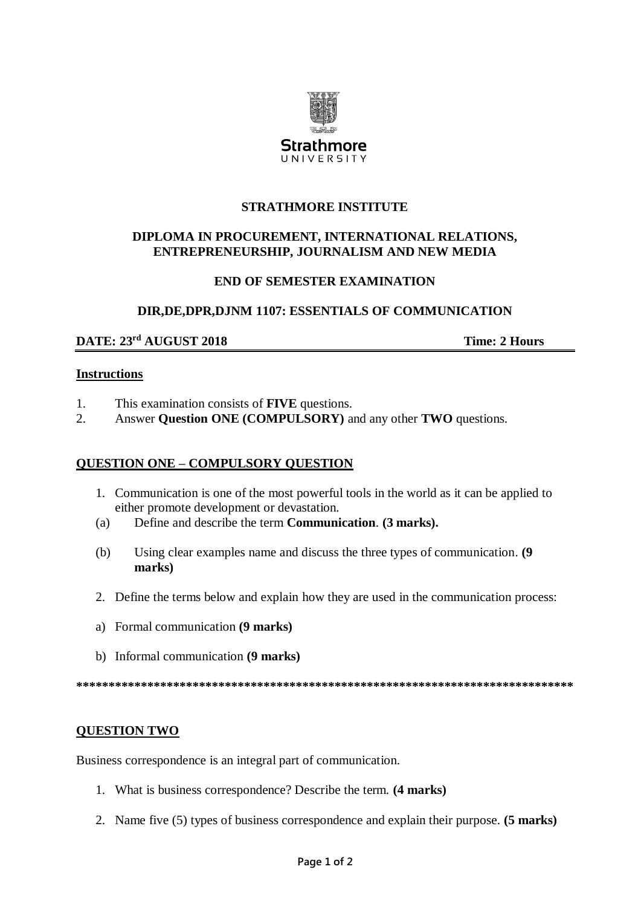**Strathmore**
UNIVERSITY

**STRATHMORE INSTITUTE**

**DIPLOMA IN PROCUREMENT, INTERNATIONAL RELATIONS, ENTREPRENEURSHIP, JOURNALISM AND NEW MEDIA**

**END OF SEMESTER EXAMINATION**

**DIR,DE,DPR,DJNM 1107: ESSENTIALS OF COMMUNICATION**

**DATE: 23rd AUGUST 2018** **Time: 2 Hours**

**Instructions**

1. This examination consists of **FIVE** questions.
2. Answer **Question ONE (COMPULSORY)** and any other **TWO** questions.

## QUESTION ONE – COMPULSORY QUESTION

1. Communication is one of the most powerful tools in the world as it can be applied to either promote development or devastation.

(a) Define and describe the term **Communication**. **(3 marks).**

(b) Using clear examples name and discuss the three types of communication. **(9 marks)**

2. Define the terms below and explain how they are used in the communication process:

a) Formal communication **(9 marks)**

b) Informal communication **(9 marks)**

*****************************************************************************

## QUESTION TWO

Business correspondence is an integral part of communication.

1. What is business correspondence? Describe the term. **(4 marks)**
2. Name five (5) types of business correspondence and explain their purpose. **(5 marks)**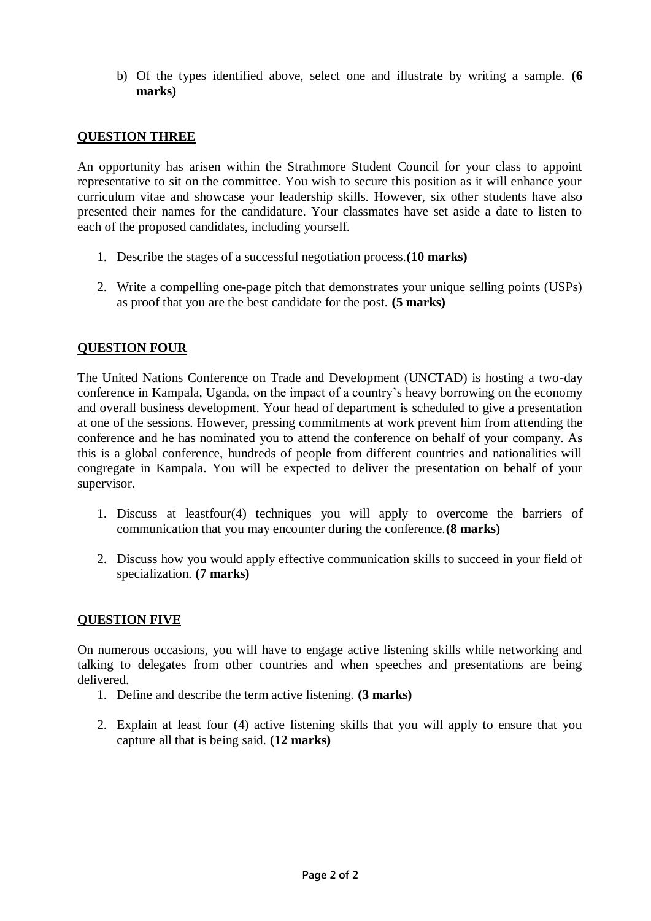b) Of the types identified above, select one and illustrate by writing a sample. **(6 marks)**

## QUESTION THREE

An opportunity has arisen within the Strathmore Student Council for your class to appoint representative to sit on the committee. You wish to secure this position as it will enhance your curriculum vitae and showcase your leadership skills. However, six other students have also presented their names for the candidature. Your classmates have set aside a date to listen to each of the proposed candidates, including yourself.

1. Describe the stages of a successful negotiation process.**(10 marks)**

2. Write a compelling one-page pitch that demonstrates your unique selling points (USPs) as proof that you are the best candidate for the post. **(5 marks)**

## QUESTION FOUR

The United Nations Conference on Trade and Development (UNCTAD) is hosting a two-day conference in Kampala, Uganda, on the impact of a country's heavy borrowing on the economy and overall business development. Your head of department is scheduled to give a presentation at one of the sessions. However, pressing commitments at work prevent him from attending the conference and he has nominated you to attend the conference on behalf of your company. As this is a global conference, hundreds of people from different countries and nationalities will congregate in Kampala. You will be expected to deliver the presentation on behalf of your supervisor.

1. Discuss at leastfour(4) techniques you will apply to overcome the barriers of communication that you may encounter during the conference.**(8 marks)**

2. Discuss how you would apply effective communication skills to succeed in your field of specialization. **(7 marks)**

## QUESTION FIVE

On numerous occasions, you will have to engage active listening skills while networking and talking to delegates from other countries and when speeches and presentations are being delivered.

1. Define and describe the term active listening. **(3 marks)**

2. Explain at least four (4) active listening skills that you will apply to ensure that you capture all that is being said. **(12 marks)**